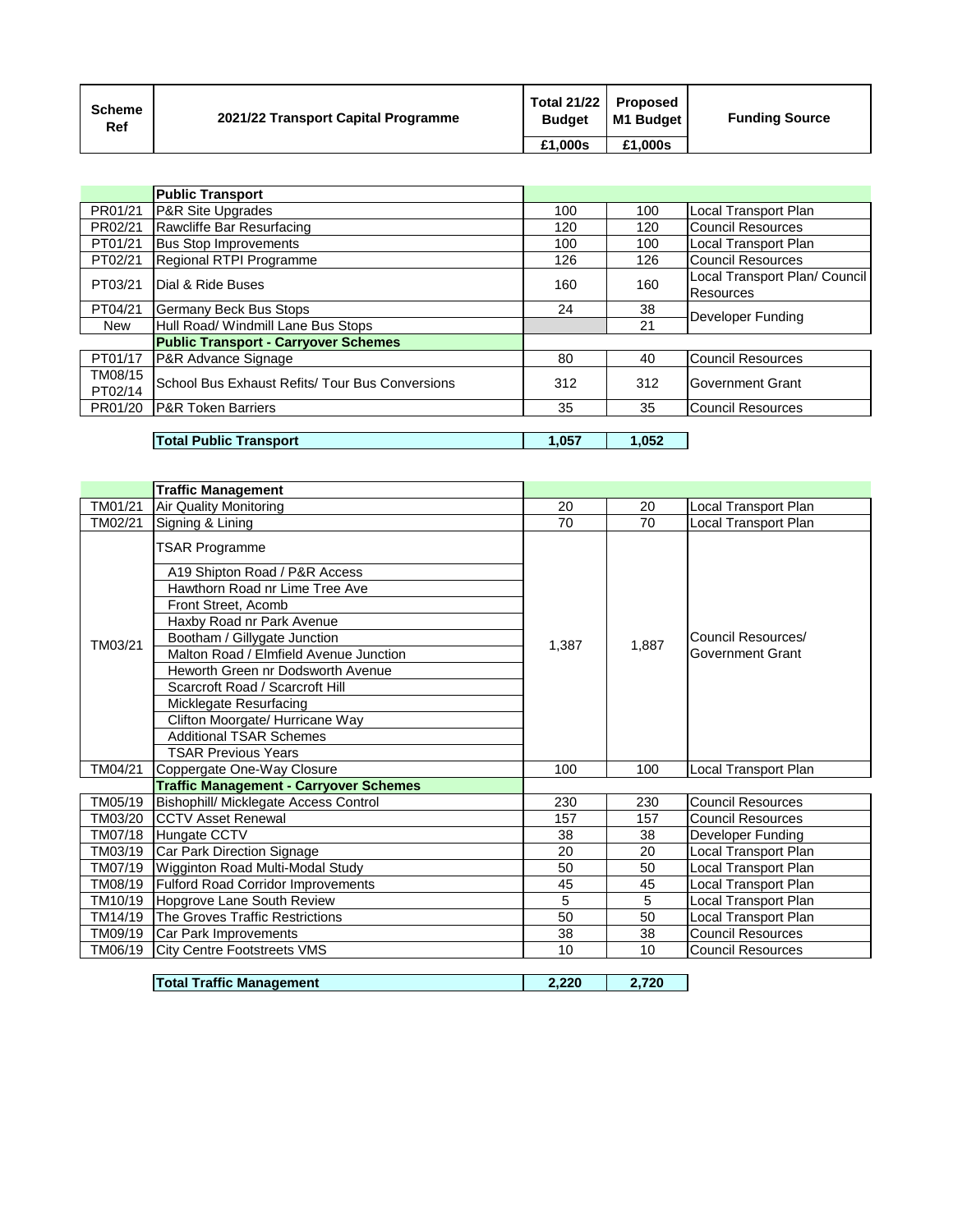| Scheme Ref | 2021/22 Transport Capital Programme | Total 21/22 Budget | Proposed M1 Budget | Funding Source |
|---|---|---|---|---|
| | | £1,000s | £1,000s | |

| | **Public Transport** | | | |
|---|---|---|---|---|
| PR01/21 | P&R Site Upgrades | 100 | 100 | Local Transport Plan |
| PR02/21 | Rawcliffe Bar Resurfacing | 120 | 120 | Council Resources |
| PT01/21 | Bus Stop Improvements | 100 | 100 | Local Transport Plan |
| PT02/21 | Regional RTPI Programme | 126 | 126 | Council Resources |
| PT03/21 | Dial & Ride Buses | 160 | 160 | Local Transport Plan/ Council Resources |
| PT04/21 | Germany Beck Bus Stops | 24 | 38 | Developer Funding |
| New | Hull Road/ Windmill Lane Bus Stops | | 21 | |
| | **Public Transport - Carryover Schemes** | | | |
| PT01/17 | P&R Advance Signage | 80 | 40 | Council Resources |
| TM08/15 PT02/14 | School Bus Exhaust Refits/ Tour Bus Conversions | 312 | 312 | Government Grant |
| PR01/20 | P&R Token Barriers | 35 | 35 | Council Resources |
| | **Total Public Transport** | **1,057** | **1,052** | |

| | **Traffic Management** | | | |
|---|---|---|---|---|
| TM01/21 | Air Quality Monitoring | 20 | 20 | Local Transport Plan |
| TM02/21 | Signing & Lining | 70 | 70 | Local Transport Plan |
| TM03/21 | TSAR Programme | 1,387 | 1,887 | Council Resources/ Government Grant |
| | A19 Shipton Road / P&R Access | | | |
| | Hawthorn Road nr Lime Tree Ave | | | |
| | Front Street, Acomb | | | |
| | Haxby Road nr Park Avenue | | | |
| | Bootham / Gillygate Junction | | | |
| | Malton Road / Elmfield Avenue Junction | | | |
| | Heworth Green nr Dodsworth Avenue | | | |
| | Scarcroft Road / Scarcroft Hill | | | |
| | Micklegate Resurfacing | | | |
| | Clifton Moorgate/ Hurricane Way | | | |
| | Additional TSAR Schemes | | | |
| | TSAR Previous Years | | | |
| TM04/21 | Coppergate One-Way Closure | 100 | 100 | Local Transport Plan |
| | **Traffic Management - Carryover Schemes** | | | |
| TM05/19 | Bishophill/ Micklegate Access Control | 230 | 230 | Council Resources |
| TM03/20 | CCTV Asset Renewal | 157 | 157 | Council Resources |
| TM07/18 | Hungate CCTV | 38 | 38 | Developer Funding |
| TM03/19 | Car Park Direction Signage | 20 | 20 | Local Transport Plan |
| TM07/19 | Wigginton Road Multi-Modal Study | 50 | 50 | Local Transport Plan |
| TM08/19 | Fulford Road Corridor Improvements | 45 | 45 | Local Transport Plan |
| TM10/19 | Hopgrove Lane South Review | 5 | 5 | Local Transport Plan |
| TM14/19 | The Groves Traffic Restrictions | 50 | 50 | Local Transport Plan |
| TM09/19 | Car Park Improvements | 38 | 38 | Council Resources |
| TM06/19 | City Centre Footstreets VMS | 10 | 10 | Council Resources |
| | **Total Traffic Management** | **2,220** | **2,720** | |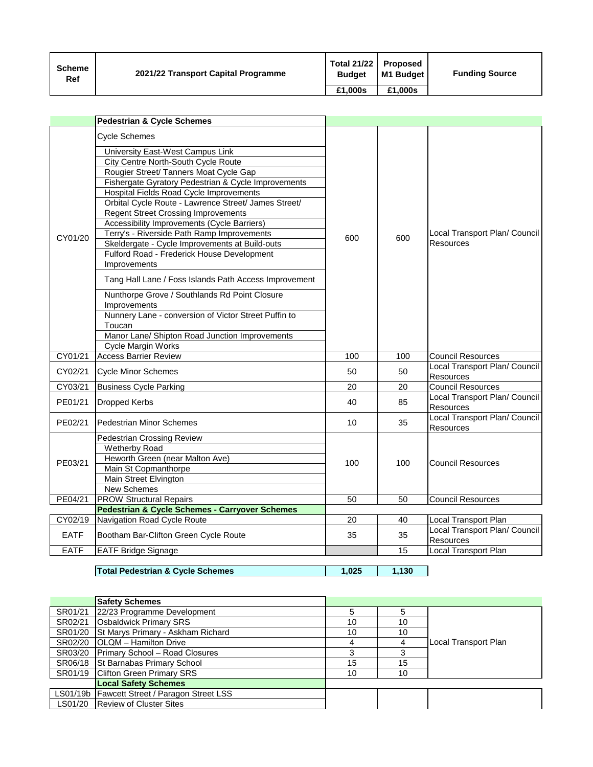| Scheme Ref | 2021/22 Transport Capital Programme | Total 21/22 Budget £1,000s | Proposed M1 Budget £1,000s | Funding Source |
|---|---|---|---|---|
| | **Pedestrian & Cycle Schemes** | | | |
| CY01/20 | Cycle Schemes<br>University East-West Campus Link<br>City Centre North-South Cycle Route<br>Rougier Street/ Tanners Moat Cycle Gap<br>Fishergate Gyratory Pedestrian & Cycle Improvements<br>Hospital Fields Road Cycle Improvements<br>Orbital Cycle Route - Lawrence Street/ James Street/ Regent Street Crossing Improvements<br>Accessibility Improvements (Cycle Barriers)<br>Terry's - Riverside Path Ramp Improvements<br>Skeldergate - Cycle Improvements at Build-outs<br>Fulford Road - Frederick House Development Improvements<br>Tang Hall Lane / Foss Islands Path Access Improvement<br>Nunthorpe Grove / Southlands Rd Point Closure Improvements<br>Nunnery Lane - conversion of Victor Street Puffin to Toucan<br>Manor Lane/ Shipton Road Junction Improvements<br>Cycle Margin Works | 600 | 600 | Local Transport Plan/ Council Resources |
| CY01/21 | Access Barrier Review | 100 | 100 | Council Resources |
| CY02/21 | Cycle Minor Schemes | 50 | 50 | Local Transport Plan/ Council Resources |
| CY03/21 | Business Cycle Parking | 20 | 20 | Council Resources |
| PE01/21 | Dropped Kerbs | 40 | 85 | Local Transport Plan/ Council Resources |
| PE02/21 | Pedestrian Minor Schemes | 10 | 35 | Local Transport Plan/ Council Resources |
| PE03/21 | Pedestrian Crossing Review<br>Wetherby Road<br>Heworth Green (near Malton Ave)<br>Main St Copmanthorpe<br>Main Street Elvington<br>New Schemes | 100 | 100 | Council Resources |
| PE04/21 | PROW Structural Repairs | 50 | 50 | Council Resources |
| | **Pedestrian & Cycle Schemes - Carryover Schemes** | | | |
| CY02/19 | Navigation Road Cycle Route | 20 | 40 | Local Transport Plan |
| EATF | Bootham Bar-Clifton Green Cycle Route | 35 | 35 | Local Transport Plan/ Council Resources |
| EATF | EATF Bridge Signage | | 15 | Local Transport Plan |
| | **Total Pedestrian & Cycle Schemes** | **1,025** | **1,130** | |
| | **Safety Schemes** | | | |
| SR01/21 | 22/23 Programme Development | 5 | 5 | Local Transport Plan |
| SR02/21 | Osbaldwick Primary SRS | 10 | 10 | Local Transport Plan |
| SR01/20 | St Marys Primary - Askham Richard | 10 | 10 | Local Transport Plan |
| SR02/20 | OLQM – Hamilton Drive | 4 | 4 | Local Transport Plan |
| SR03/20 | Primary School – Road Closures | 3 | 3 | Local Transport Plan |
| SR06/18 | St Barnabas Primary School | 15 | 15 | Local Transport Plan |
| SR01/19 | Clifton Green Primary SRS | 10 | 10 | Local Transport Plan |
| | **Local Safety Schemes** | | | |
| LS01/19b | Fawcett Street / Paragon Street LSS | | | |
| LS01/20 | Review of Cluster Sites | | | |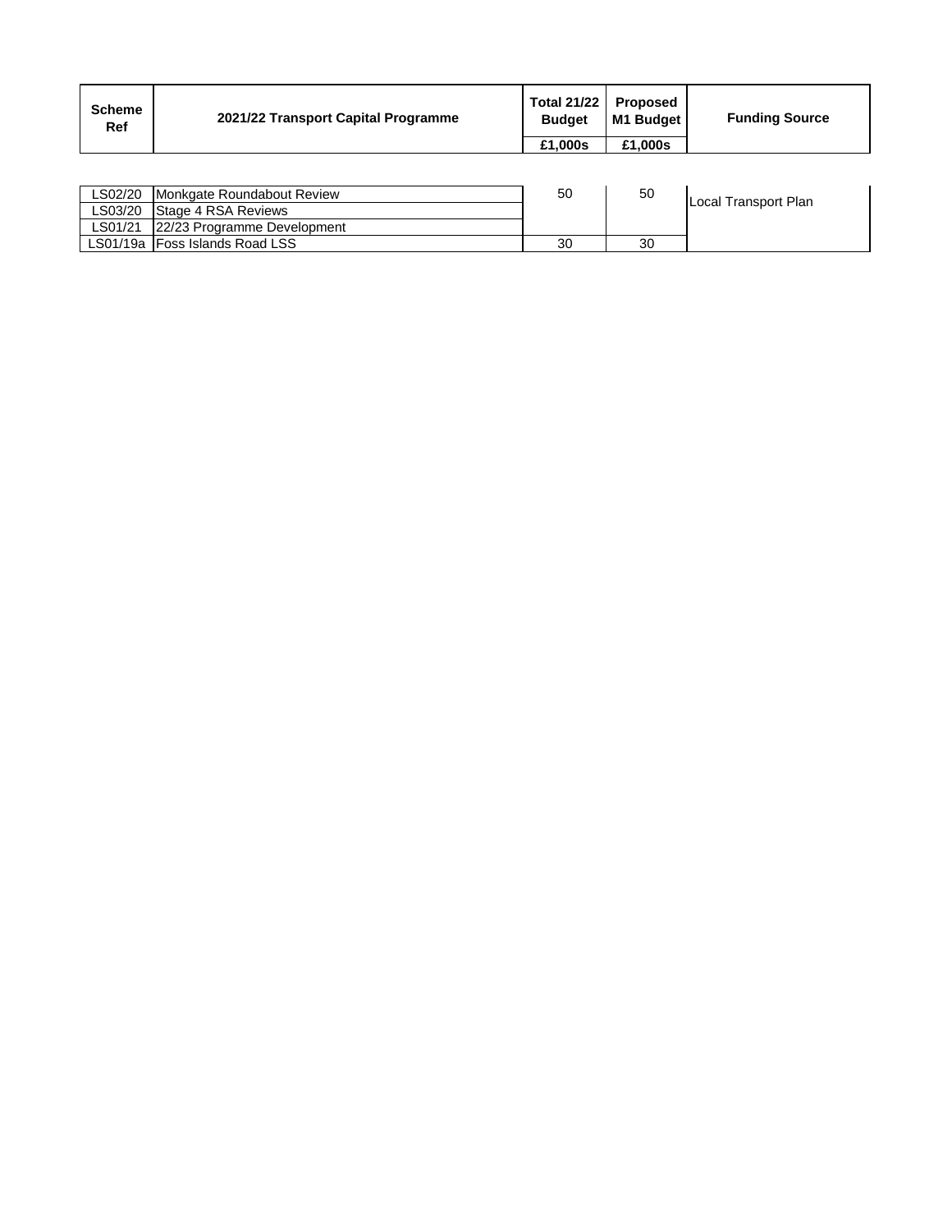| Scheme Ref | 2021/22 Transport Capital Programme | Total 21/22 Budget | Proposed M1 Budget | Funding Source |
|---|---|---|---|---|
| | | £1,000s | £1,000s | |
| LS02/20 | Monkgate Roundabout Review | 50 | 50 | Local Transport Plan |
| LS03/20 | Stage 4 RSA Reviews | | | |
| LS01/21 | 22/23 Programme Development | | | |
| LS01/19a | Foss Islands Road LSS | 30 | 30 | |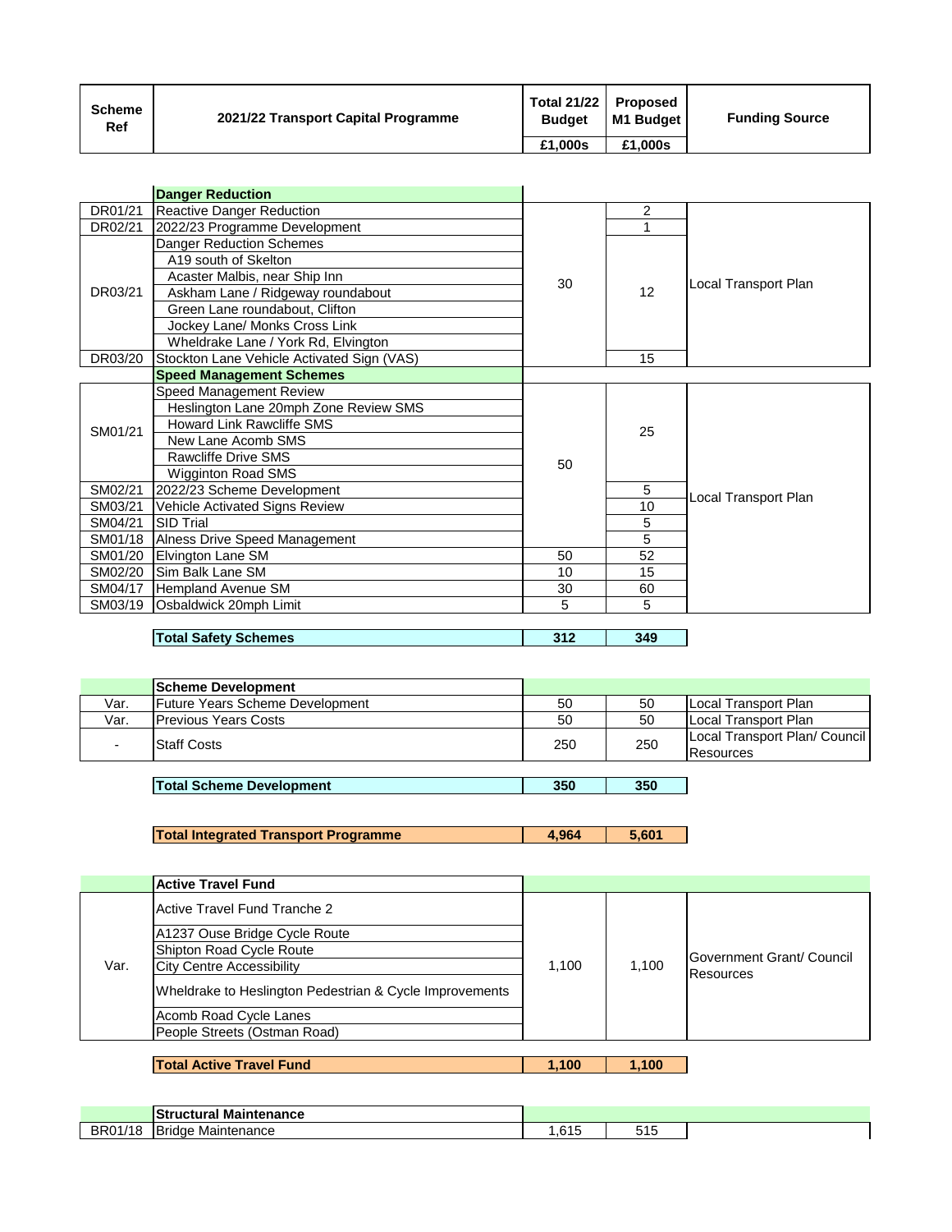| Scheme Ref | 2021/22 Transport Capital Programme | Total 21/22 Budget | Proposed M1 Budget | Funding Source |
|---|---|---|---|---|
| | | £1,000s | £1,000s | |
| | **Danger Reduction** | | | |
| DR01/21 | Reactive Danger Reduction | 30 | 2 | Local Transport Plan |
| DR02/21 | 2022/23 Programme Development | | 1 | |
| DR03/21 | Danger Reduction Schemes | | 12 | |
| | A19 south of Skelton | | | |
| | Acaster Malbis, near Ship Inn | | | |
| | Askham Lane / Ridgeway roundabout | | | |
| | Green Lane roundabout, Clifton | | | |
| | Jockey Lane/ Monks Cross Link | | | |
| | Wheldrake Lane / York Rd, Elvington | | | |
| DR03/20 | Stockton Lane Vehicle Activated Sign (VAS) | | 15 | |
| | **Speed Management Schemes** | | | |
| SM01/21 | Speed Management Review | 50 | 25 | Local Transport Plan |
| | Heslington Lane 20mph Zone Review SMS | | | |
| | Howard Link Rawcliffe SMS | | | |
| | New Lane Acomb SMS | | | |
| | Rawcliffe Drive SMS | | | |
| | Wigginton Road SMS | | | |
| SM02/21 | 2022/23 Scheme Development | | 5 | |
| SM03/21 | Vehicle Activated Signs Review | | 10 | |
| SM04/21 | SID Trial | | 5 | |
| SM01/18 | Alness Drive Speed Management | | 5 | |
| SM01/20 | Elvington Lane SM | 50 | 52 | |
| SM02/20 | Sim Balk Lane SM | 10 | 15 | |
| SM04/17 | Hempland Avenue SM | 30 | 60 | |
| SM03/19 | Osbaldwick 20mph Limit | 5 | 5 | |
| | **Total Safety Schemes** | **312** | **349** | |
| | **Scheme Development** | | | |
| Var. | Future Years Scheme Development | 50 | 50 | Local Transport Plan |
| Var. | Previous Years Costs | 50 | 50 | Local Transport Plan |
| - | Staff Costs | 250 | 250 | Local Transport Plan/ Council Resources |
| | **Total Scheme Development** | **350** | **350** | |
| | **Total Integrated Transport Programme** | **4,964** | **5,601** | |
| | **Active Travel Fund** | | | |
| Var. | Active Travel Fund Tranche 2 | 1,100 | 1,100 | Government Grant/ Council Resources |
| | A1237 Ouse Bridge Cycle Route | | | |
| | Shipton Road Cycle Route | | | |
| | City Centre Accessibility | | | |
| | Wheldrake to Heslington Pedestrian & Cycle Improvements | | | |
| | Acomb Road Cycle Lanes | | | |
| | People Streets (Ostman Road) | | | |
| | **Total Active Travel Fund** | **1,100** | **1,100** | |
| | **Structural Maintenance** | | | |
| BR01/18 | Bridge Maintenance | 1,615 | 515 | |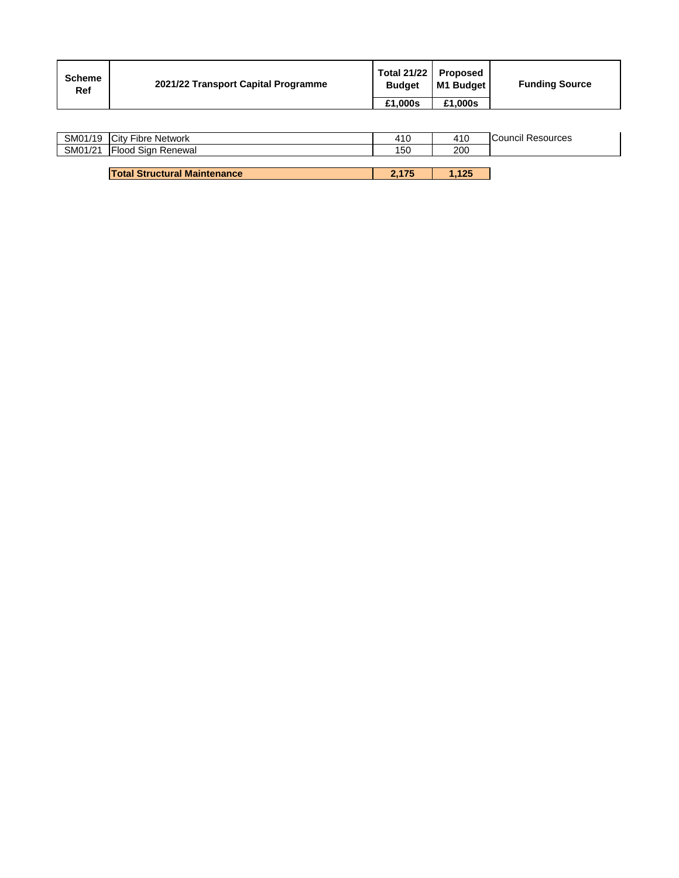| Scheme Ref | 2021/22 Transport Capital Programme | Total 21/22 Budget | Proposed M1 Budget | Funding Source |
|---|---|---|---|---|
| | | £1,000s | £1,000s | |
| SM01/19 | City Fibre Network | 410 | 410 | Council Resources |
| SM01/21 | Flood Sign Renewal | 150 | 200 | |
| | **Total Structural Maintenance** | **2,175** | **1,125** | |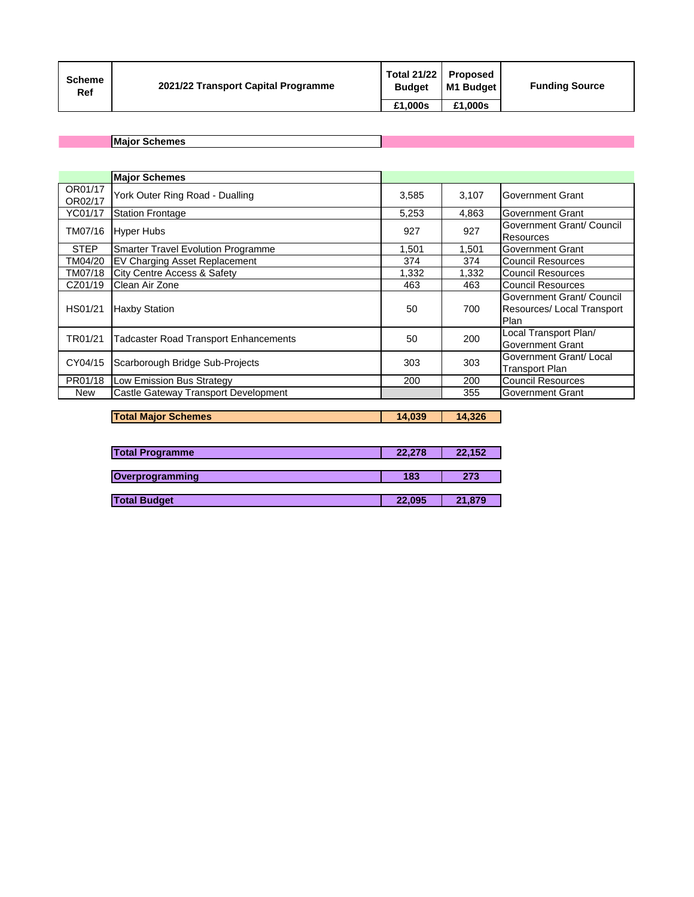| Scheme Ref | 2021/22 Transport Capital Programme | Total 21/22 Budget | Proposed M1 Budget | Funding Source |
|---|---|---|---|---|
| | | £1,000s | £1,000s | |
| | **Major Schemes** | | | |
| | **Major Schemes** | | | |
| OR01/17 OR02/17 | York Outer Ring Road - Dualling | 3,585 | 3,107 | Government Grant |
| YC01/17 | Station Frontage | 5,253 | 4,863 | Government Grant |
| TM07/16 | Hyper Hubs | 927 | 927 | Government Grant/ Council Resources |
| STEP | Smarter Travel Evolution Programme | 1,501 | 1,501 | Government Grant |
| TM04/20 | EV Charging Asset Replacement | 374 | 374 | Council Resources |
| TM07/18 | City Centre Access & Safety | 1,332 | 1,332 | Council Resources |
| CZ01/19 | Clean Air Zone | 463 | 463 | Council Resources |
| HS01/21 | Haxby Station | 50 | 700 | Government Grant/ Council Resources/ Local Transport Plan |
| TR01/21 | Tadcaster Road Transport Enhancements | 50 | 200 | Local Transport Plan/ Government Grant |
| CY04/15 | Scarborough Bridge Sub-Projects | 303 | 303 | Government Grant/ Local Transport Plan |
| PR01/18 | Low Emission Bus Strategy | 200 | 200 | Council Resources |
| New | Castle Gateway Transport Development | | 355 | Government Grant |
| | **Total Major Schemes** | **14,039** | **14,326** | |
| | **Total Programme** | **22,278** | **22,152** | |
| | **Overprogramming** | **183** | **273** | |
| | **Total Budget** | **22,095** | **21,879** | |